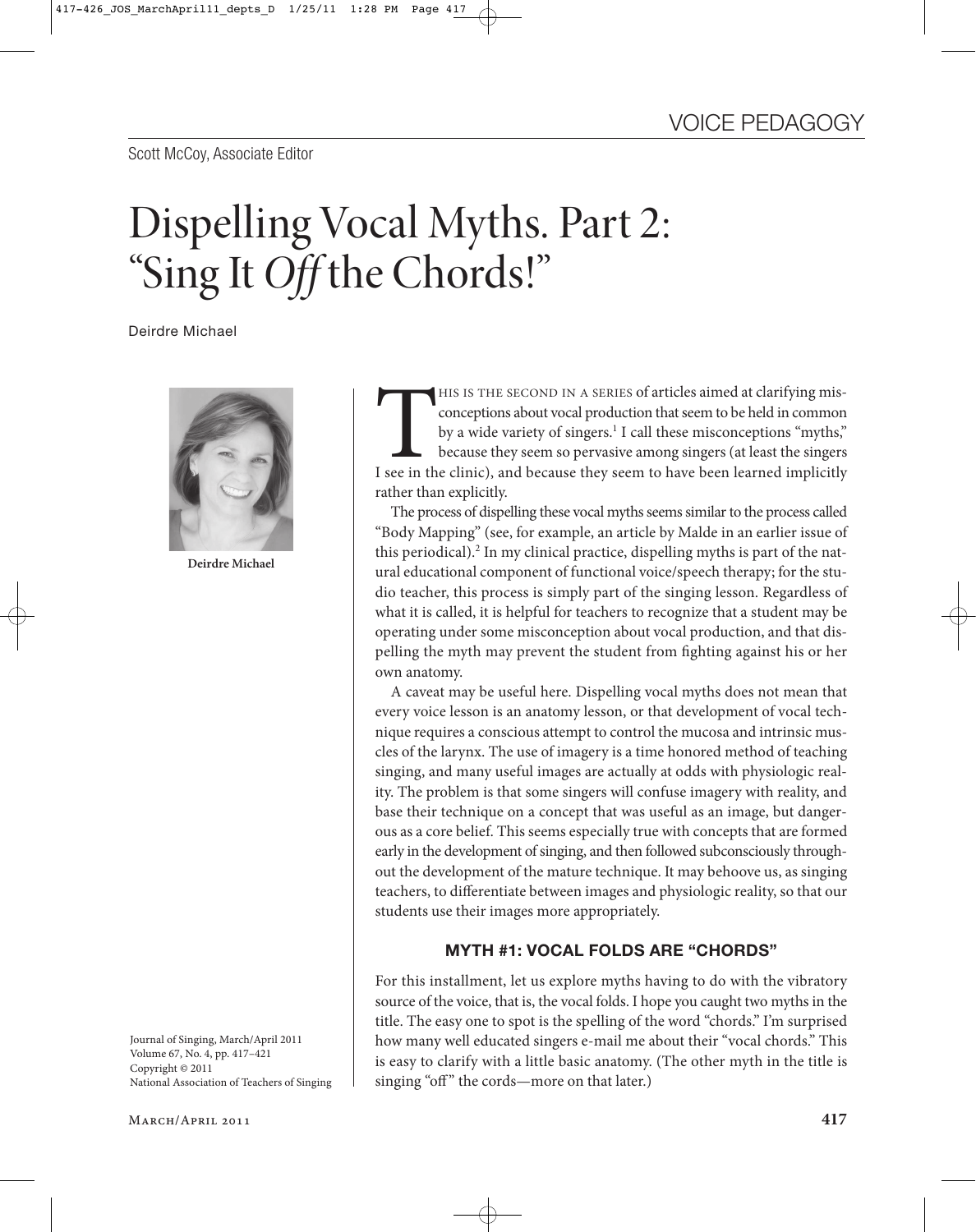VOICE PEDAGOGY

Scott McCoy, Associate Editor

# Dispelling Vocal Myths. Part 2: "Sing It *Off* the Chords!"

Deirdre Michael

**Deirdre Michael**

Journal of Singing, March/April 2011
Volume 67, No. 4, pp. 417–421
Copyright © 2011
National Association of Teachers of Singing

This is the second in a series of articles aimed at clarifying misconceptions about vocal production that seem to be held in common by a wide variety of singers.[1] I call these misconceptions "myths," because they seem so pervasive among singers (at least the singers I see in the clinic), and because they seem to have been learned implicitly rather than explicitly.

The process of dispelling these vocal myths seems similar to the process called "Body Mapping" (see, for example, an article by Malde in an earlier issue of this periodical).[2] In my clinical practice, dispelling myths is part of the natural educational component of functional voice/speech therapy; for the studio teacher, this process is simply part of the singing lesson. Regardless of what it is called, it is helpful for teachers to recognize that a student may be operating under some misconception about vocal production, and that dispelling the myth may prevent the student from fighting against his or her own anatomy.

A caveat may be useful here. Dispelling vocal myths does not mean that every voice lesson is an anatomy lesson, or that development of vocal technique requires a conscious attempt to control the mucosa and intrinsic muscles of the larynx. The use of imagery is a time honored method of teaching singing, and many useful images are actually at odds with physiologic reality. The problem is that some singers will confuse imagery with reality, and base their technique on a concept that was useful as an image, but dangerous as a core belief. This seems especially true with concepts that are formed early in the development of singing, and then followed subconsciously throughout the development of the mature technique. It may behoove us, as singing teachers, to differentiate between images and physiologic reality, so that our students use their images more appropriately.

### MYTH #1: VOCAL FOLDS ARE "CHORDS"

For this installment, let us explore myths having to do with the vibratory source of the voice, that is, the vocal folds. I hope you caught two myths in the title. The easy one to spot is the spelling of the word "chords." I'm surprised how many well educated singers e-mail me about their "vocal chords." This is easy to clarify with a little basic anatomy. (The other myth in the title is singing "off" the cords—more on that later.)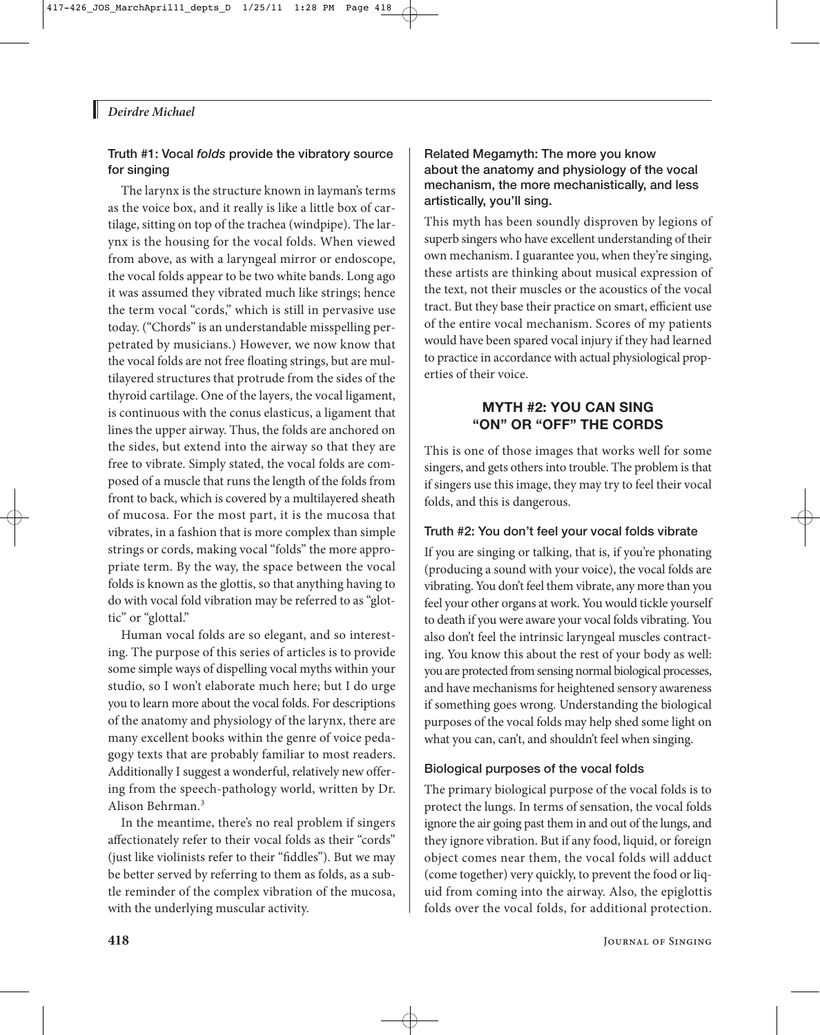### Truth #1: Vocal *folds* provide the vibratory source for singing

The larynx is the structure known in layman's terms as the voice box, and it really is like a little box of cartilage, sitting on top of the trachea (windpipe). The larynx is the housing for the vocal folds. When viewed from above, as with a laryngeal mirror or endoscope, the vocal folds appear to be two white bands. Long ago it was assumed they vibrated much like strings; hence the term vocal "cords," which is still in pervasive use today. ("Chords" is an understandable misspelling perpetrated by musicians.) However, we now know that the vocal folds are not free floating strings, but are multilayered structures that protrude from the sides of the thyroid cartilage. One of the layers, the vocal ligament, is continuous with the conus elasticus, a ligament that lines the upper airway. Thus, the folds are anchored on the sides, but extend into the airway so that they are free to vibrate. Simply stated, the vocal folds are composed of a muscle that runs the length of the folds from front to back, which is covered by a multilayered sheath of mucosa. For the most part, it is the mucosa that vibrates, in a fashion that is more complex than simple strings or cords, making vocal "folds" the more appropriate term. By the way, the space between the vocal folds is known as the glottis, so that anything having to do with vocal fold vibration may be referred to as "glottic" or "glottal."

Human vocal folds are so elegant, and so interesting. The purpose of this series of articles is to provide some simple ways of dispelling vocal myths within your studio, so I won't elaborate much here; but I do urge you to learn more about the vocal folds. For descriptions of the anatomy and physiology of the larynx, there are many excellent books within the genre of voice pedagogy texts that are probably familiar to most readers. Additionally I suggest a wonderful, relatively new offering from the speech-pathology world, written by Dr. Alison Behrman.[3]

In the meantime, there's no real problem if singers affectionately refer to their vocal folds as their "cords" (just like violinists refer to their "fiddles"). But we may be better served by referring to them as folds, as a subtle reminder of the complex vibration of the mucosa, with the underlying muscular activity.

### Related Megamyth: The more you know about the anatomy and physiology of the vocal mechanism, the more mechanistically, and less artistically, you'll sing.

This myth has been soundly disproven by legions of superb singers who have excellent understanding of their own mechanism. I guarantee you, when they're singing, these artists are thinking about musical expression of the text, not their muscles or the acoustics of the vocal tract. But they base their practice on smart, efficient use of the entire vocal mechanism. Scores of my patients would have been spared vocal injury if they had learned to practice in accordance with actual physiological properties of their voice.

## MYTH #2: YOU CAN SING "ON" OR "OFF" THE CORDS

This is one of those images that works well for some singers, and gets others into trouble. The problem is that if singers use this image, they may try to feel their vocal folds, and this is dangerous.

### Truth #2: You don't feel your vocal folds vibrate

If you are singing or talking, that is, if you're phonating (producing a sound with your voice), the vocal folds are vibrating. You don't feel them vibrate, any more than you feel your other organs at work. You would tickle yourself to death if you were aware your vocal folds vibrating. You also don't feel the intrinsic laryngeal muscles contracting. You know this about the rest of your body as well: you are protected from sensing normal biological processes, and have mechanisms for heightened sensory awareness if something goes wrong. Understanding the biological purposes of the vocal folds may help shed some light on what you can, can't, and shouldn't feel when singing.

### Biological purposes of the vocal folds

The primary biological purpose of the vocal folds is to protect the lungs. In terms of sensation, the vocal folds ignore the air going past them in and out of the lungs, and they ignore vibration. But if any food, liquid, or foreign object comes near them, the vocal folds will adduct (come together) very quickly, to prevent the food or liquid from coming into the airway. Also, the epiglottis folds over the vocal folds, for additional protection.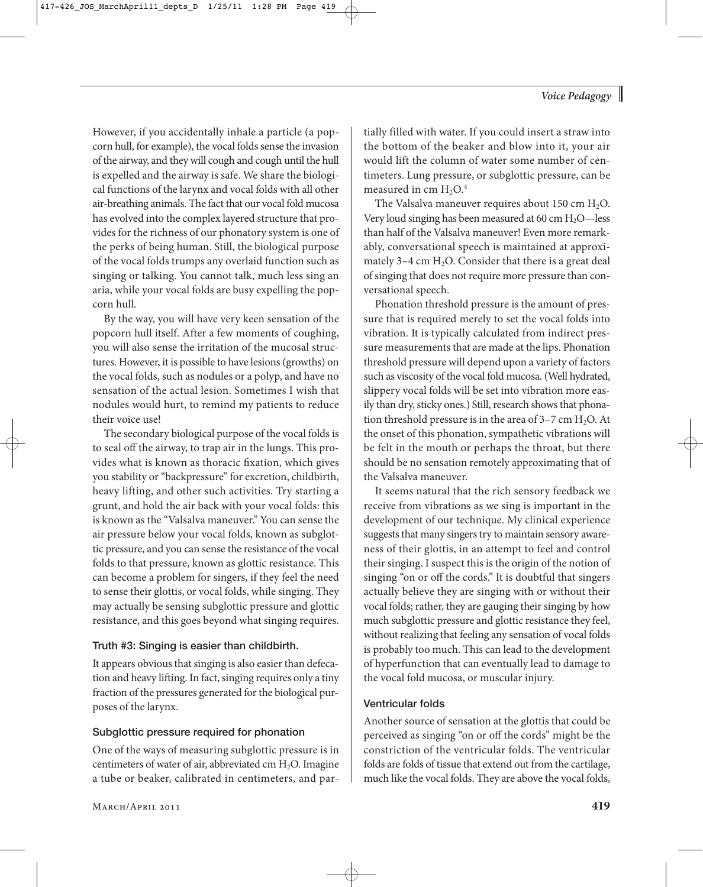However, if you accidentally inhale a particle (a popcorn hull, for example), the vocal folds sense the invasion of the airway, and they will cough and cough until the hull is expelled and the airway is safe. We share the biological functions of the larynx and vocal folds with all other air-breathing animals. The fact that our vocal fold mucosa has evolved into the complex layered structure that provides for the richness of our phonatory system is one of the perks of being human. Still, the biological purpose of the vocal folds trumps any overlaid function such as singing or talking. You cannot talk, much less sing an aria, while your vocal folds are busy expelling the popcorn hull.

By the way, you will have very keen sensation of the popcorn hull itself. After a few moments of coughing, you will also sense the irritation of the mucosal structures. However, it is possible to have lesions (growths) on the vocal folds, such as nodules or a polyp, and have no sensation of the actual lesion. Sometimes I wish that nodules would hurt, to remind my patients to reduce their voice use!

The secondary biological purpose of the vocal folds is to seal off the airway, to trap air in the lungs. This provides what is known as thoracic fixation, which gives you stability or "backpressure" for excretion, childbirth, heavy lifting, and other such activities. Try starting a grunt, and hold the air back with your vocal folds: this is known as the "Valsalva maneuver." You can sense the air pressure below your vocal folds, known as subglottic pressure, and you can sense the resistance of the vocal folds to that pressure, known as glottic resistance. This can become a problem for singers, if they feel the need to sense their glottis, or vocal folds, while singing. They may actually be sensing subglottic pressure and glottic resistance, and this goes beyond what singing requires.

### Truth #3: Singing is easier than childbirth.

It appears obvious that singing is also easier than defecation and heavy lifting. In fact, singing requires only a tiny fraction of the pressures generated for the biological purposes of the larynx.

### Subglottic pressure required for phonation

One of the ways of measuring subglottic pressure is in centimeters of water of air, abbreviated cm $H_2O$. Imagine a tube or beaker, calibrated in centimeters, and partially filled with water. If you could insert a straw into the bottom of the beaker and blow into it, your air would lift the column of water some number of centimeters. Lung pressure, or subglottic pressure, can be measured in cm $H_2O$.[4]

The Valsalva maneuver requires about 150 cm $H_2O$. Very loud singing has been measured at 60 cm $H_2O$—less than half of the Valsalva maneuver! Even more remarkably, conversational speech is maintained at approximately 3–4 cm $H_2O$. Consider that there is a great deal of singing that does not require more pressure than conversational speech.

Phonation threshold pressure is the amount of pressure that is required merely to set the vocal folds into vibration. It is typically calculated from indirect pressure measurements that are made at the lips. Phonation threshold pressure will depend upon a variety of factors such as viscosity of the vocal fold mucosa. (Well hydrated, slippery vocal folds will be set into vibration more easily than dry, sticky ones.) Still, research shows that phonation threshold pressure is in the area of 3–7 cm $H_2O$. At the onset of this phonation, sympathetic vibrations will be felt in the mouth or perhaps the throat, but there should be no sensation remotely approximating that of the Valsalva maneuver.

It seems natural that the rich sensory feedback we receive from vibrations as we sing is important in the development of our technique. My clinical experience suggests that many singers try to maintain sensory awareness of their glottis, in an attempt to feel and control their singing. I suspect this is the origin of the notion of singing "on or off the cords." It is doubtful that singers actually believe they are singing with or without their vocal folds; rather, they are gauging their singing by how much subglottic pressure and glottic resistance they feel, without realizing that feeling any sensation of vocal folds is probably too much. This can lead to the development of hyperfunction that can eventually lead to damage to the vocal fold mucosa, or muscular injury.

### Ventricular folds

Another source of sensation at the glottis that could be perceived as singing "on or off the cords" might be the constriction of the ventricular folds. The ventricular folds are folds of tissue that extend out from the cartilage, much like the vocal folds. They are above the vocal folds,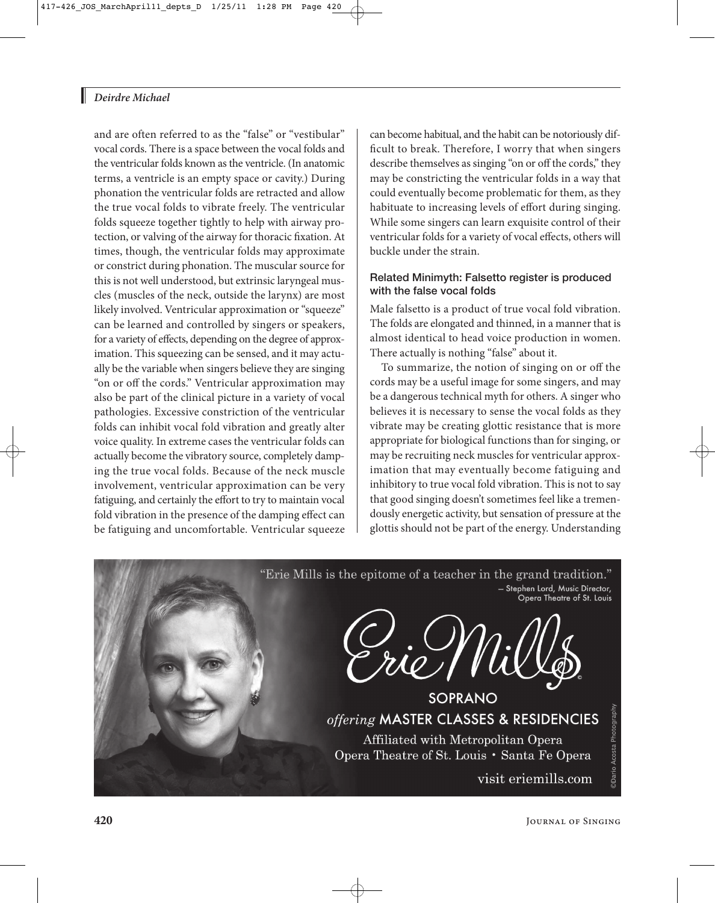and are often referred to as the "false" or "vestibular" vocal cords. There is a space between the vocal folds and the ventricular folds known as the ventricle. (In anatomic terms, a ventricle is an empty space or cavity.) During phonation the ventricular folds are retracted and allow the true vocal folds to vibrate freely. The ventricular folds squeeze together tightly to help with airway protection, or valving of the airway for thoracic fixation. At times, though, the ventricular folds may approximate or constrict during phonation. The muscular source for this is not well understood, but extrinsic laryngeal muscles (muscles of the neck, outside the larynx) are most likely involved. Ventricular approximation or "squeeze" can be learned and controlled by singers or speakers, for a variety of effects, depending on the degree of approximation. This squeezing can be sensed, and it may actually be the variable when singers believe they are singing "on or off the cords." Ventricular approximation may also be part of the clinical picture in a variety of vocal pathologies. Excessive constriction of the ventricular folds can inhibit vocal fold vibration and greatly alter voice quality. In extreme cases the ventricular folds can actually become the vibratory source, completely damping the true vocal folds. Because of the neck muscle involvement, ventricular approximation can be very fatiguing, and certainly the effort to try to maintain vocal fold vibration in the presence of the damping effect can be fatiguing and uncomfortable. Ventricular squeeze can become habitual, and the habit can be notoriously difficult to break. Therefore, I worry that when singers describe themselves as singing "on or off the cords," they may be constricting the ventricular folds in a way that could eventually become problematic for them, as they habituate to increasing levels of effort during singing. While some singers can learn exquisite control of their ventricular folds for a variety of vocal effects, others will buckle under the strain.

### Related Minimyth: Falsetto register is produced with the false vocal folds

Male falsetto is a product of true vocal fold vibration. The folds are elongated and thinned, in a manner that is almost identical to head voice production in women. There actually is nothing "false" about it.

To summarize, the notion of singing on or off the cords may be a useful image for some singers, and may be a dangerous technical myth for others. A singer who believes it is necessary to sense the vocal folds as they vibrate may be creating glottic resistance that is more appropriate for biological functions than for singing, or may be recruiting neck muscles for ventricular approximation that may eventually become fatiguing and inhibitory to true vocal fold vibration. This is not to say that good singing doesn't sometimes feel like a tremendously energetic activity, but sensation of pressure at the glottis should not be part of the energy. Understanding

"Erie Mills is the epitome of a teacher in the grand tradition."
— Stephen Lord, Music Director, Opera Theatre of St. Louis

Erie Mills

SOPRANO

*offering* MASTER CLASSES & RESIDENCIES

Affiliated with Metropolitan Opera
Opera Theatre of St. Louis • Santa Fe Opera

visit eriemills.com

©Dario Acosta Photography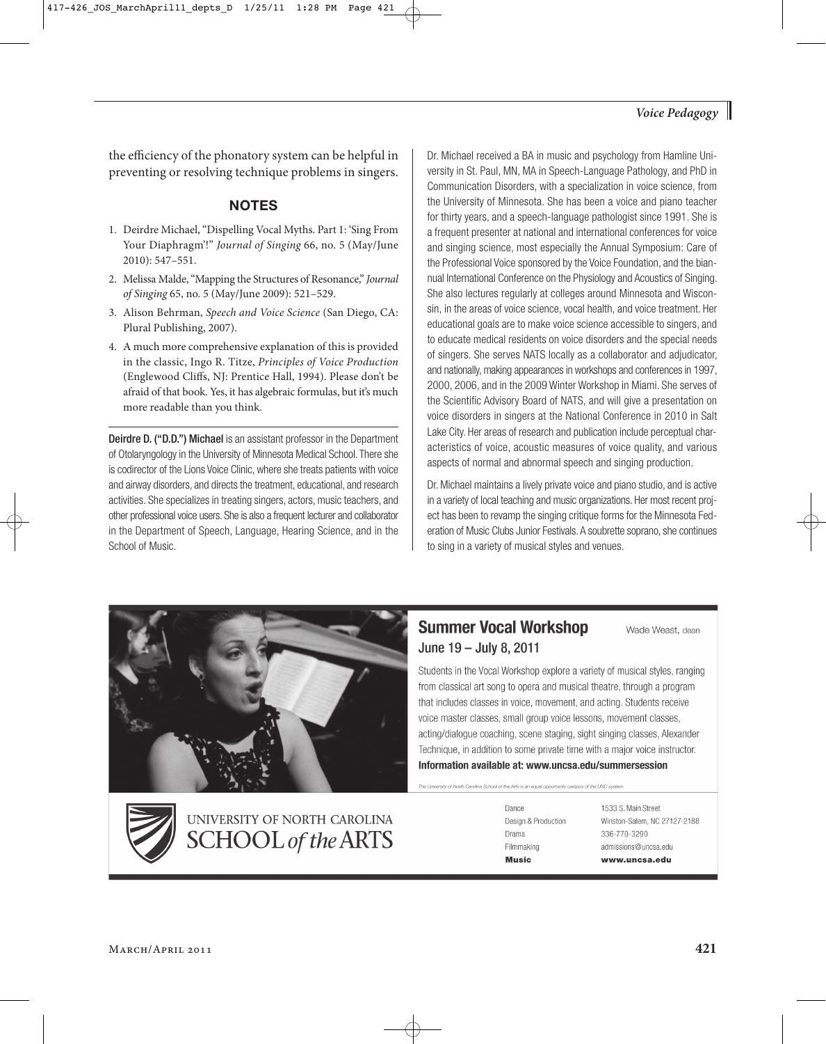the efficiency of the phonatory system can be helpful in preventing or resolving technique problems in singers.

## NOTES

1. Deirdre Michael, "Dispelling Vocal Myths. Part 1: 'Sing From Your Diaphragm'!" *Journal of Singing* 66, no. 5 (May/June 2010): 547–551.
2. Melissa Malde, "Mapping the Structures of Resonance," *Journal of Singing* 65, no. 5 (May/June 2009): 521–529.
3. Alison Behrman, *Speech and Voice Science* (San Diego, CA: Plural Publishing, 2007).
4. A much more comprehensive explanation of this is provided in the classic, Ingo R. Titze, *Principles of Voice Production* (Englewood Cliffs, NJ: Prentice Hall, 1994). Please don't be afraid of that book. Yes, it has algebraic formulas, but it's much more readable than you think.

**Deirdre D. ("D.D.") Michael** is an assistant professor in the Department of Otolaryngology in the University of Minnesota Medical School. There she is codirector of the Lions Voice Clinic, where she treats patients with voice and airway disorders, and directs the treatment, educational, and research activities. She specializes in treating singers, actors, music teachers, and other professional voice users. She is also a frequent lecturer and collaborator in the Department of Speech, Language, Hearing Science, and in the School of Music.

Dr. Michael received a BA in music and psychology from Hamline University in St. Paul, MN, MA in Speech-Language Pathology, and PhD in Communication Disorders, with a specialization in voice science, from the University of Minnesota. She has been a voice and piano teacher for thirty years, and a speech-language pathologist since 1991. She is a frequent presenter at national and international conferences for voice and singing science, most especially the Annual Symposium: Care of the Professional Voice sponsored by the Voice Foundation, and the biannual International Conference on the Physiology and Acoustics of Singing. She also lectures regularly at colleges around Minnesota and Wisconsin, in the areas of voice science, vocal health, and voice treatment. Her educational goals are to make voice science accessible to singers, and to educate medical residents on voice disorders and the special needs of singers. She serves NATS locally as a collaborator and adjudicator, and nationally, making appearances in workshops and conferences in 1997, 2000, 2006, and in the 2009 Winter Workshop in Miami. She serves of the Scientific Advisory Board of NATS, and will give a presentation on voice disorders in singers at the National Conference in 2010 in Salt Lake City. Her areas of research and publication include perceptual characteristics of voice, acoustic measures of voice quality, and various aspects of normal and abnormal speech and singing production.

Dr. Michael maintains a lively private voice and piano studio, and is active in a variety of local teaching and music organizations. Her most recent project has been to revamp the singing critique forms for the Minnesota Federation of Music Clubs Junior Festivals. A soubrette soprano, she continues to sing in a variety of musical styles and venues.

**Summer Vocal Workshop**
June 19 – July 8, 2011

Wade Weast, dean

Students in the Vocal Workshop explore a variety of musical styles, ranging from classical art song to opera and musical theatre, through a program that includes classes in voice, movement, and acting. Students receive voice master classes, small group voice lessons, movement classes, acting/dialogue coaching, scene staging, sight singing classes, Alexander Technique, in addition to some private time with a major voice instructor.
**Information available at: www.uncsa.edu/summersession**

The University of North Carolina School of the Arts is an equal opportunity campus of the UNC system.

UNIVERSITY OF NORTH CAROLINA SCHOOL *of the* ARTS

Dance
Design & Production
Drama
Filmmaking
**Music**

1533 S. Main Street
Winston-Salem, NC 27127-2188
336-770-3290
admissions@uncsa.edu
**www.uncsa.edu**